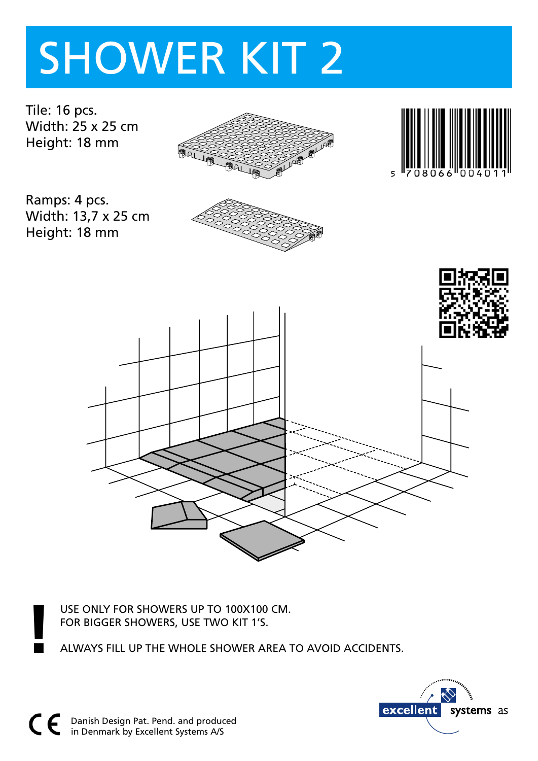# SHOWER KIT 2

Tile: 16 pcs.
Width: 25 x 25 cm
Height: 18 mm

Ramps: 4 pcs.
Width: 13,7 x 25 cm
Height: 18 mm

USE ONLY FOR SHOWERS UP TO 100X100 CM.
FOR BIGGER SHOWERS, USE TWO KIT 1'S.

ALWAYS FILL UP THE WHOLE SHOWER AREA TO AVOID ACCIDENTS.

Danish Design Pat. Pend. and produced
in Denmark by Excellent Systems A/S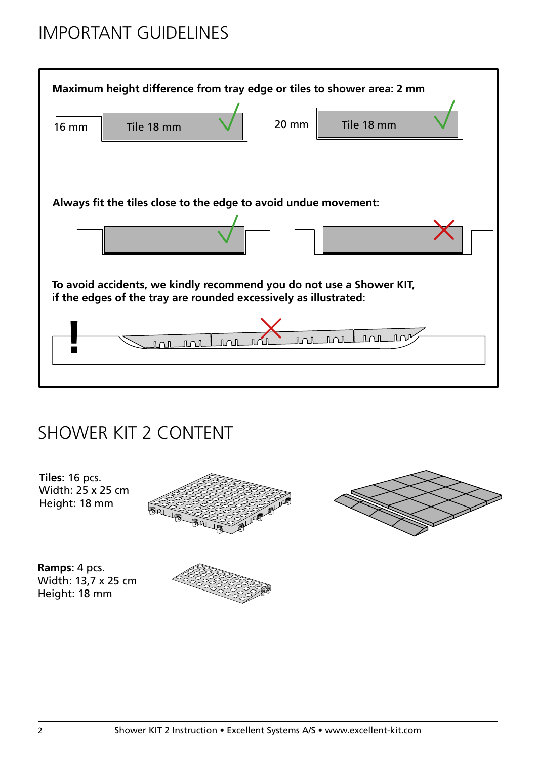# IMPORTANT GUIDELINES

**Maximum height difference from tray edge or tiles to shower area: 2 mm**

16 mm    Tile 18 mm

20 mm    Tile 18 mm

**Always fit the tiles close to the edge to avoid undue movement:**

**To avoid accidents, we kindly recommend you do not use a Shower KIT, if the edges of the tray are rounded excessively as illustrated:**

# SHOWER KIT 2 CONTENT

**Tiles:** 16 pcs.
Width: 25 x 25 cm
Height: 18 mm

**Ramps:** 4 pcs.
Width: 13,7 x 25 cm
Height: 18 mm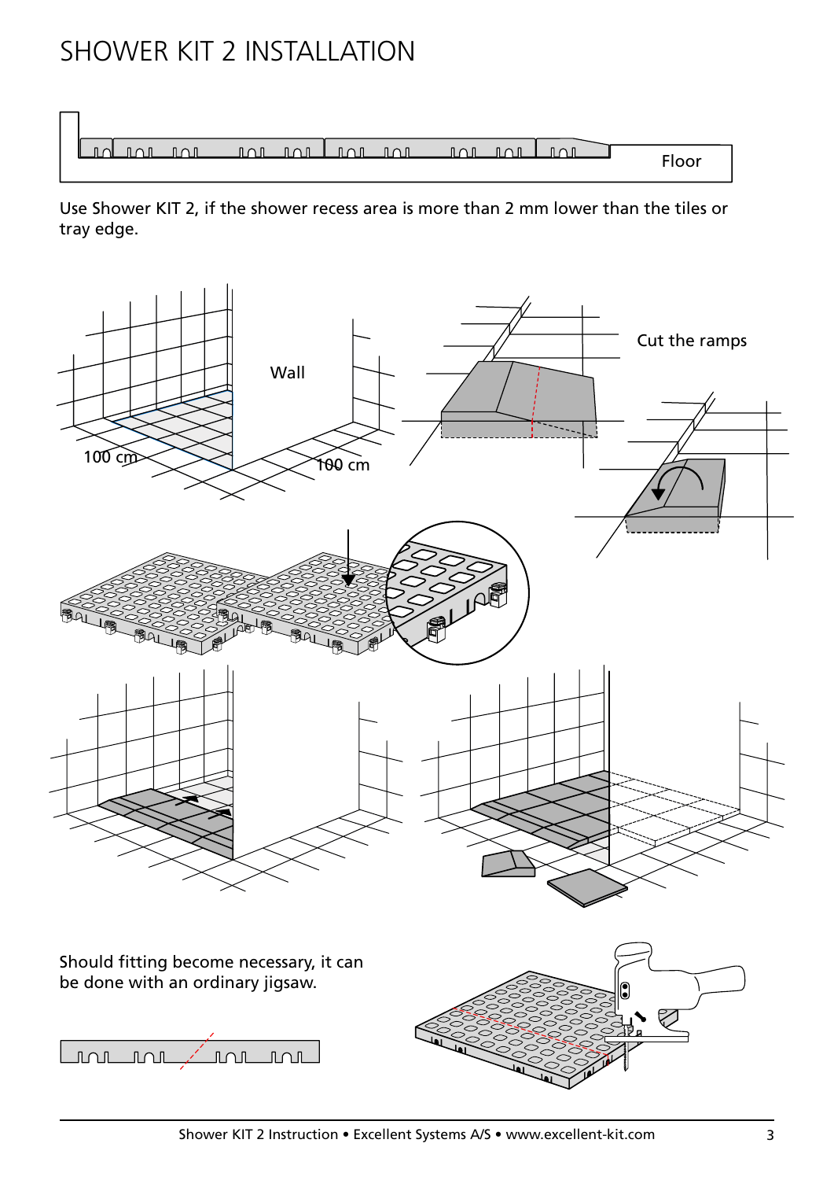# SHOWER KIT 2 INSTALLATION

Floor

Use Shower KIT 2, if the shower recess area is more than 2 mm lower than the tiles or tray edge.

Wall

100 cm

100 cm

Cut the ramps

Should fitting become necessary, it can be done with an ordinary jigsaw.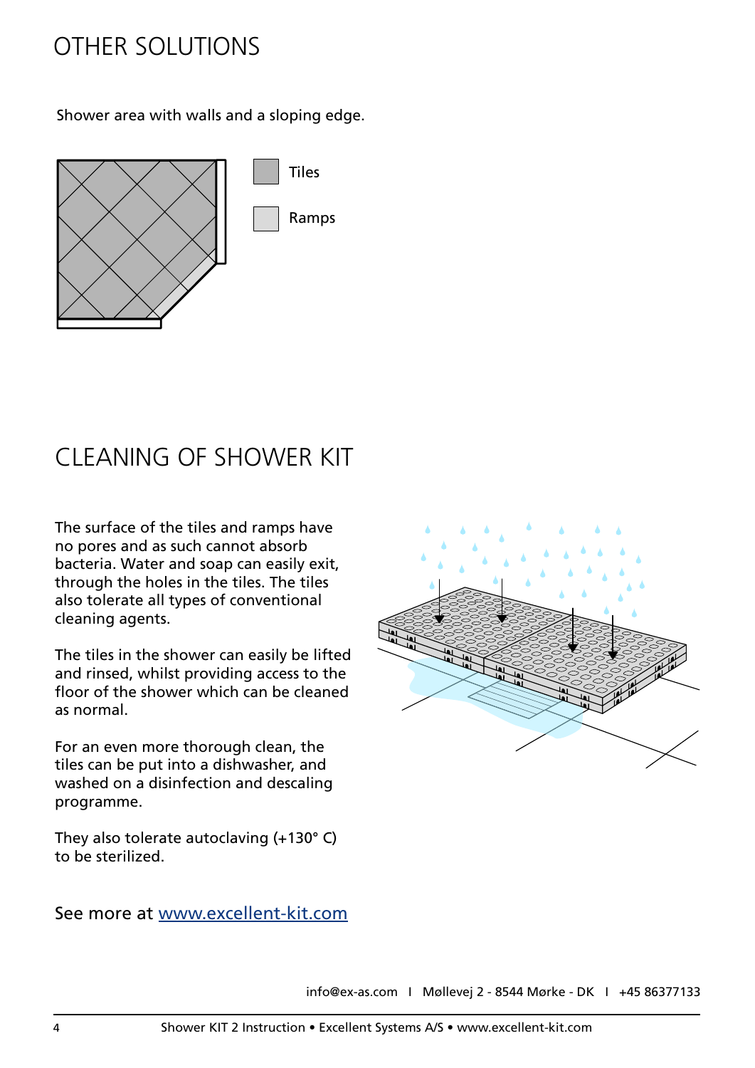# OTHER SOLUTIONS

Shower area with walls and a sloping edge.

Tiles

Ramps

# CLEANING OF SHOWER KIT

The surface of the tiles and ramps have no pores and as such cannot absorb bacteria. Water and soap can easily exit, through the holes in the tiles. The tiles also tolerate all types of conventional cleaning agents.

The tiles in the shower can easily be lifted and rinsed, whilst providing access to the floor of the shower which can be cleaned as normal.

For an even more thorough clean, the tiles can be put into a dishwasher, and washed on a disinfection and descaling programme.

They also tolerate autoclaving (+130° C) to be sterilized.

See more at [www.excellent-kit.com](http://www.excellent-kit.com)

info@ex-as.com I Møllevej 2 - 8544 Mørke - DK I +45 86377133